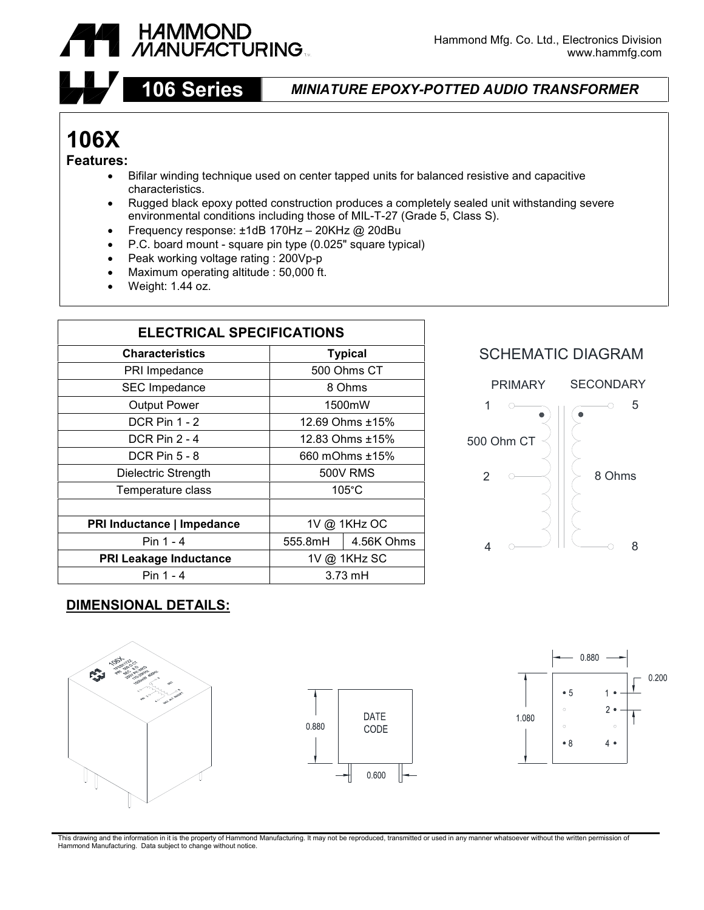# HAMMOND MANUFACTURING

Hammond Mfg. Co. Ltd., Electronics Division
www.hammfg.com

## 106 Series *MINIATURE EPOXY-POTTED AUDIO TRANSFORMER*

# 106X

**Features:**

- Bifilar winding technique used on center tapped units for balanced resistive and capacitive characteristics.
- Rugged black epoxy potted construction produces a completely sealed unit withstanding severe environmental conditions including those of MIL-T-27 (Grade 5, Class S).
- Frequency response: ±1dB 170Hz – 20KHz @ 20dBu
- P.C. board mount - square pin type (0.025" square typical)
- Peak working voltage rating : 200Vp-p
- Maximum operating altitude : 50,000 ft.
- Weight: 1.44 oz.

| ELECTRICAL SPECIFICATIONS | | |
|---|---|---|
| **Characteristics** | **Typical** | |
| PRI Impedance | 500 Ohms CT | |
| SEC Impedance | 8 Ohms | |
| Output Power | 1500mW | |
| DCR Pin 1 - 2 | 12.69 Ohms ±15% | |
| DCR Pin 2 - 4 | 12.83 Ohms ±15% | |
| DCR Pin 5 - 8 | 660 mOhms ±15% | |
| Dielectric Strength | 500V RMS | |
| Temperature class | 105°C | |
| | | |
| **PRI Inductance \| Impedance** | 1V @ 1KHz OC | |
| Pin 1 - 4 | 555.8mH | 4.56K Ohms |
| **PRI Leakage Inductance** | 1V @ 1KHz SC | |
| Pin 1 - 4 | 3.73 mH | |

SCHEMATIC DIAGRAM

PRIMARY SECONDARY

1 5

500 Ohm CT

2 8 Ohms

4 8

**DIMENSIONAL DETAILS:**

0.880

DATE CODE

0.600

0.880

0.200

1.080

5 1

2

8 4

This drawing and the information in it is the property of Hammond Manufacturing. It may not be reproduced, transmitted or used in any manner whatsoever without the written permission of Hammond Manufacturing. Data subject to change without notice.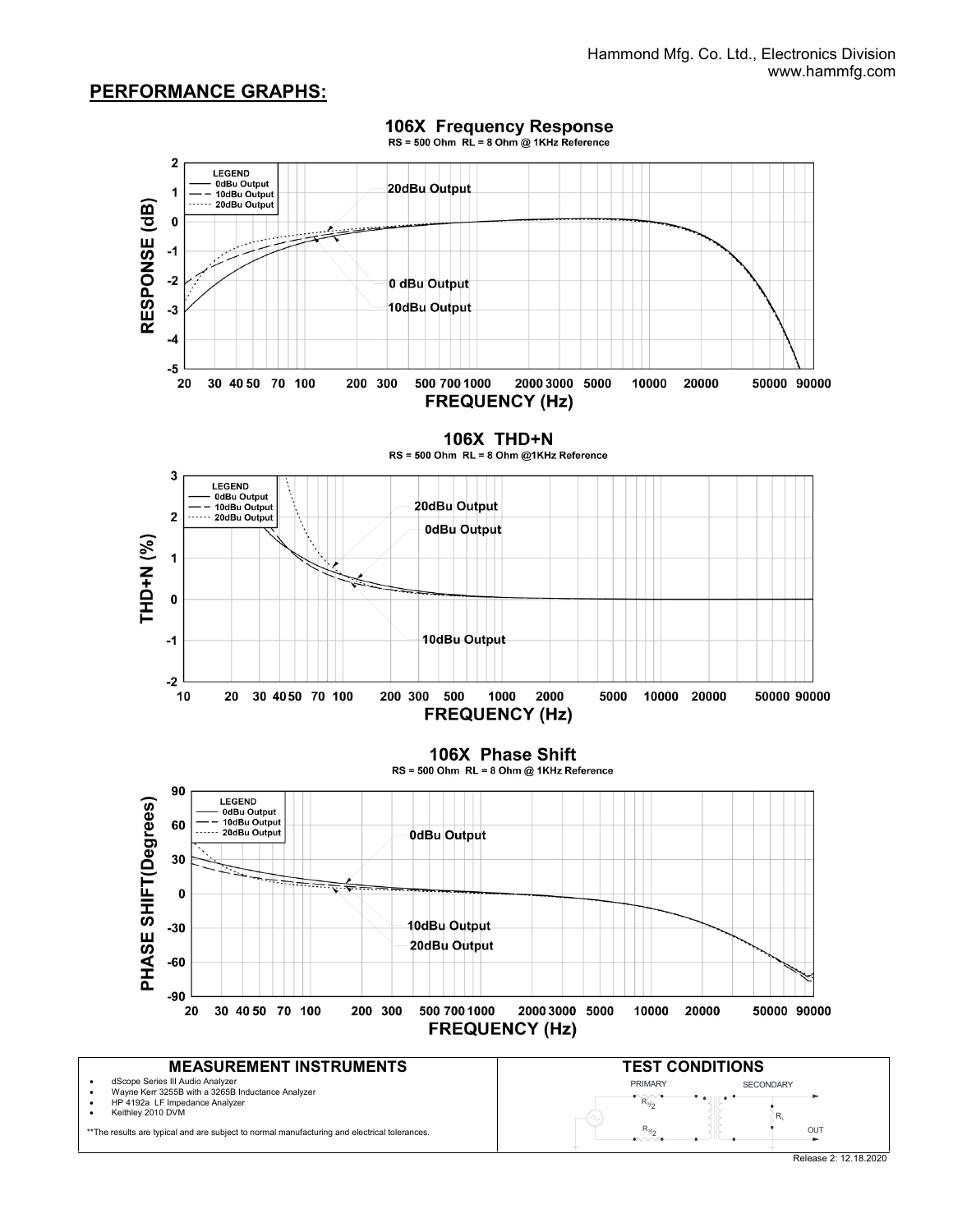Hammond Mfg. Co. Ltd., Electronics Division
www.hammfg.com

## PERFORMANCE GRAPHS:

**106X Frequency Response**
RS = 500 Ohm RL = 8 Ohm @ 1KHz Reference

LEGEND
0dBu Output
10dBu Output
20dBu Output

20dBu Output
0 dBu Output
10dBu Output

RESPONSE (dB)
2
1
0
-1
-2
-3
-4
-5

20 30 40 50 70 100 200 300 500 700 1000 2000 3000 5000 10000 20000 50000 90000
FREQUENCY (Hz)

**106X THD+N**
RS = 500 Ohm RL = 8 Ohm @1KHz Reference

LEGEND
0dBu Output
10dBu Output
20dBu Output

20dBu Output
0dBu Output
10dBu Output

THD+N (%)
3
2
1
0
-1
-2

10 20 30 40 50 70 100 200 300 500 1000 2000 5000 10000 20000 50000 90000
FREQUENCY (Hz)

**106X Phase Shift**
RS = 500 Ohm RL = 8 Ohm @ 1KHz Reference

LEGEND
0dBu Output
10dBu Output
20dBu Output

0dBu Output
10dBu Output
20dBu Output

PHASE SHIFT(Degrees)
90
60
30
0
-30
-60
-90

20 30 40 50 70 100 200 300 500 700 1000 2000 3000 5000 10000 20000 50000 90000
FREQUENCY (Hz)

### MEASUREMENT INSTRUMENTS

- dScope Series III Audio Analyzer
- Wayne Kerr 3255B with a 3265B Inductance Analyzer
- HP 4192a LF Impedance Analyzer
- Keithley 2010 DVM

**The results are typical and are subject to normal manufacturing and electrical tolerances.

### TEST CONDITIONS

PRIMARY
SECONDARY
$R_S/2$
$R_S/2$
$R_L$
OUT

Release 2: 12.18.2020